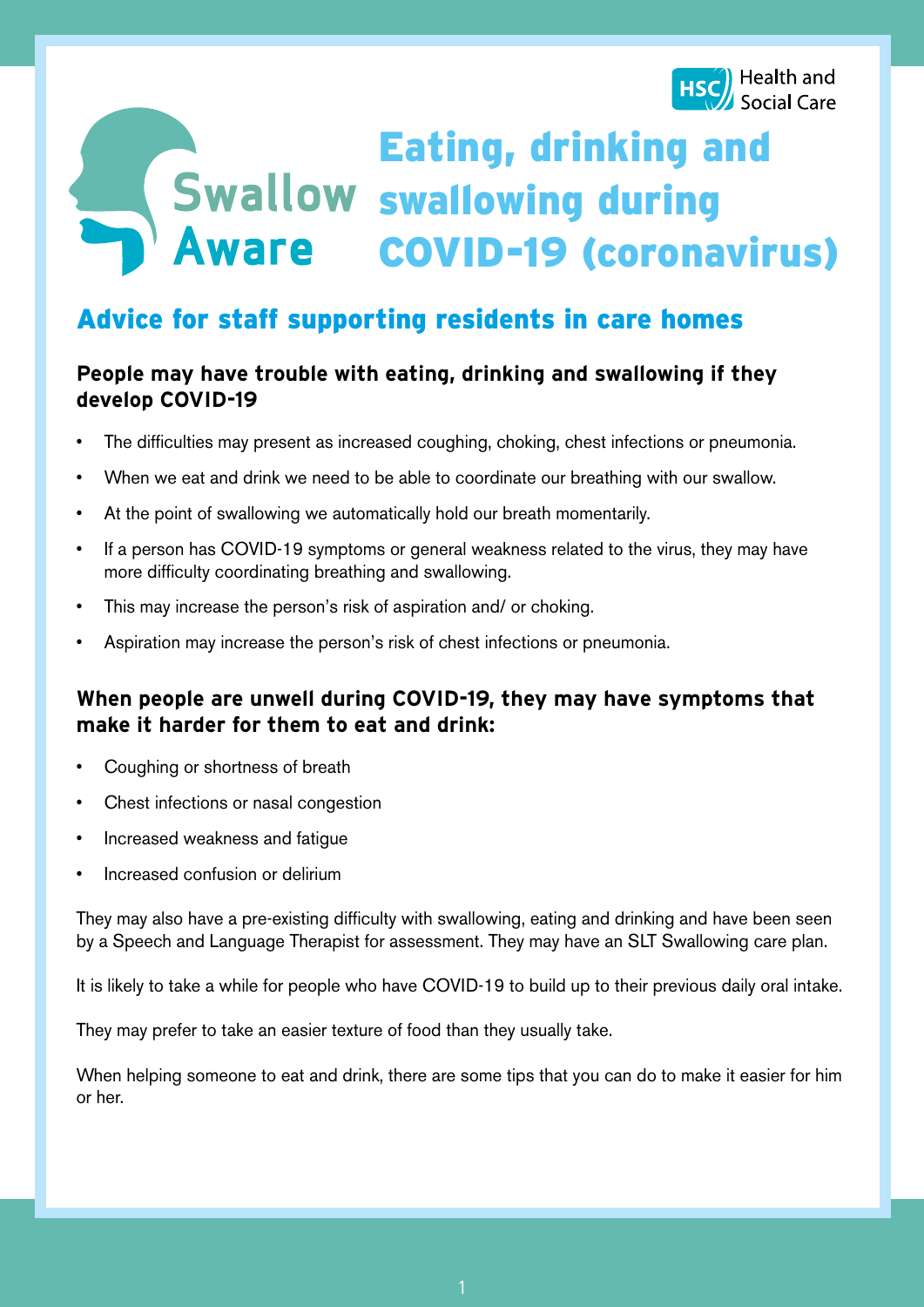Swallow Aware

HSC Health and Social Care

# Eating, drinking and swallowing during COVID-19 (coronavirus)

## Advice for staff supporting residents in care homes

### People may have trouble with eating, drinking and swallowing if they develop COVID-19

- The difficulties may present as increased coughing, choking, chest infections or pneumonia.
- When we eat and drink we need to be able to coordinate our breathing with our swallow.
- At the point of swallowing we automatically hold our breath momentarily.
- If a person has COVID-19 symptoms or general weakness related to the virus, they may have more difficulty coordinating breathing and swallowing.
- This may increase the person's risk of aspiration and/ or choking.
- Aspiration may increase the person's risk of chest infections or pneumonia.

### When people are unwell during COVID-19, they may have symptoms that make it harder for them to eat and drink:

- Coughing or shortness of breath
- Chest infections or nasal congestion
- Increased weakness and fatigue
- Increased confusion or delirium

They may also have a pre-existing difficulty with swallowing, eating and drinking and have been seen by a Speech and Language Therapist for assessment. They may have an SLT Swallowing care plan.

It is likely to take a while for people who have COVID-19 to build up to their previous daily oral intake.

They may prefer to take an easier texture of food than they usually take.

When helping someone to eat and drink, there are some tips that you can do to make it easier for him or her.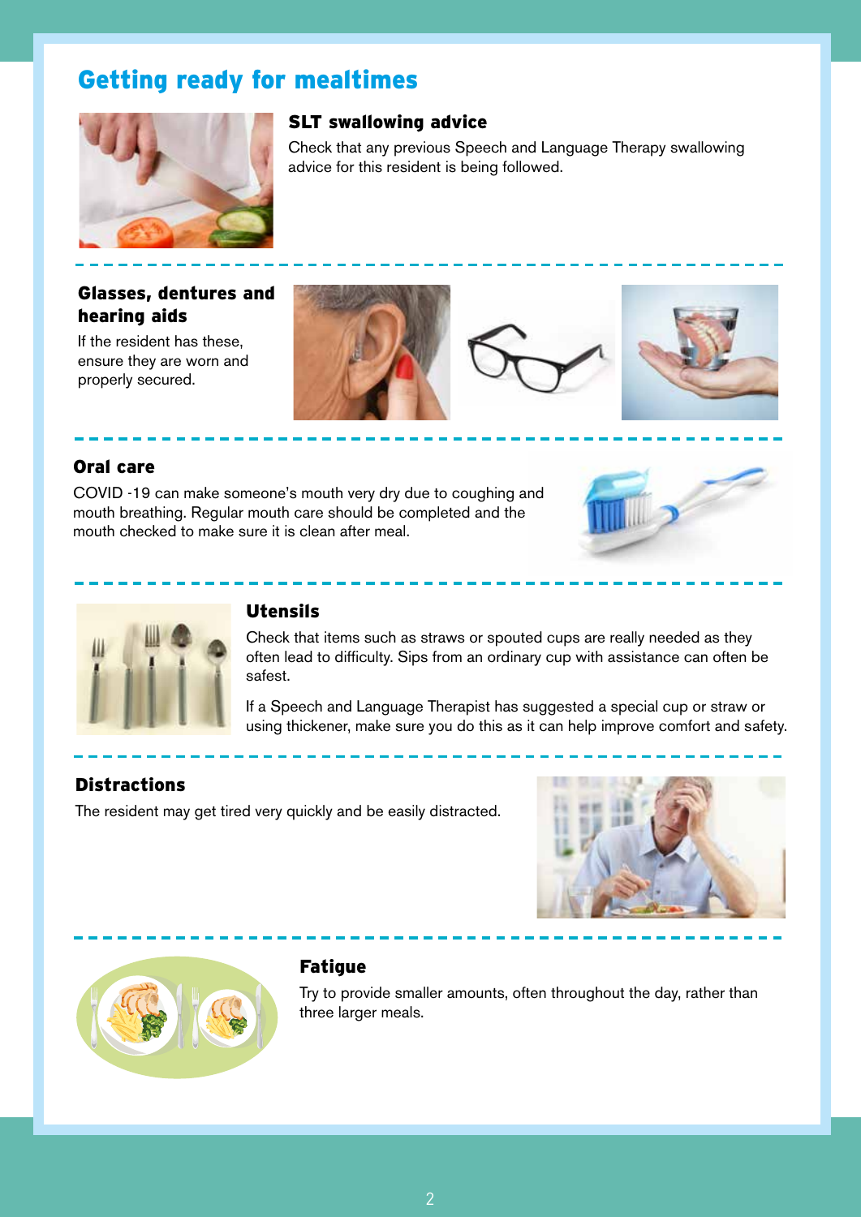# Getting ready for mealtimes

## SLT swallowing advice

Check that any previous Speech and Language Therapy swallowing advice for this resident is being followed.

## Glasses, dentures and hearing aids

If the resident has these, ensure they are worn and properly secured.

## Oral care

COVID -19 can make someone's mouth very dry due to coughing and mouth breathing. Regular mouth care should be completed and the mouth checked to make sure it is clean after meal.

## Utensils

Check that items such as straws or spouted cups are really needed as they often lead to difficulty. Sips from an ordinary cup with assistance can often be safest.

If a Speech and Language Therapist has suggested a special cup or straw or using thickener, make sure you do this as it can help improve comfort and safety.

## Distractions

The resident may get tired very quickly and be easily distracted.

## Fatigue

Try to provide smaller amounts, often throughout the day, rather than three larger meals.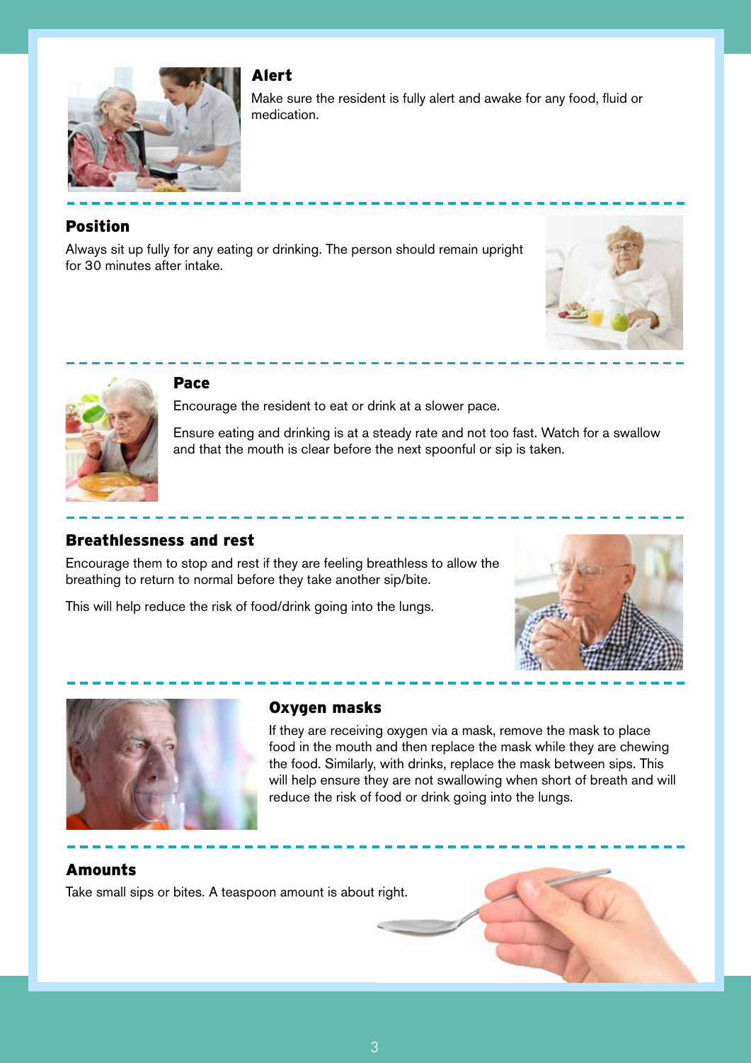## Alert

Make sure the resident is fully alert and awake for any food, fluid or medication.

## Position

Always sit up fully for any eating or drinking. The person should remain upright for 30 minutes after intake.

## Pace

Encourage the resident to eat or drink at a slower pace.

Ensure eating and drinking is at a steady rate and not too fast. Watch for a swallow and that the mouth is clear before the next spoonful or sip is taken.

## Breathlessness and rest

Encourage them to stop and rest if they are feeling breathless to allow the breathing to return to normal before they take another sip/bite.

This will help reduce the risk of food/drink going into the lungs.

## Oxygen masks

If they are receiving oxygen via a mask, remove the mask to place food in the mouth and then replace the mask while they are chewing the food. Similarly, with drinks, replace the mask between sips. This will help ensure they are not swallowing when short of breath and will reduce the risk of food or drink going into the lungs.

## Amounts

Take small sips or bites. A teaspoon amount is about right.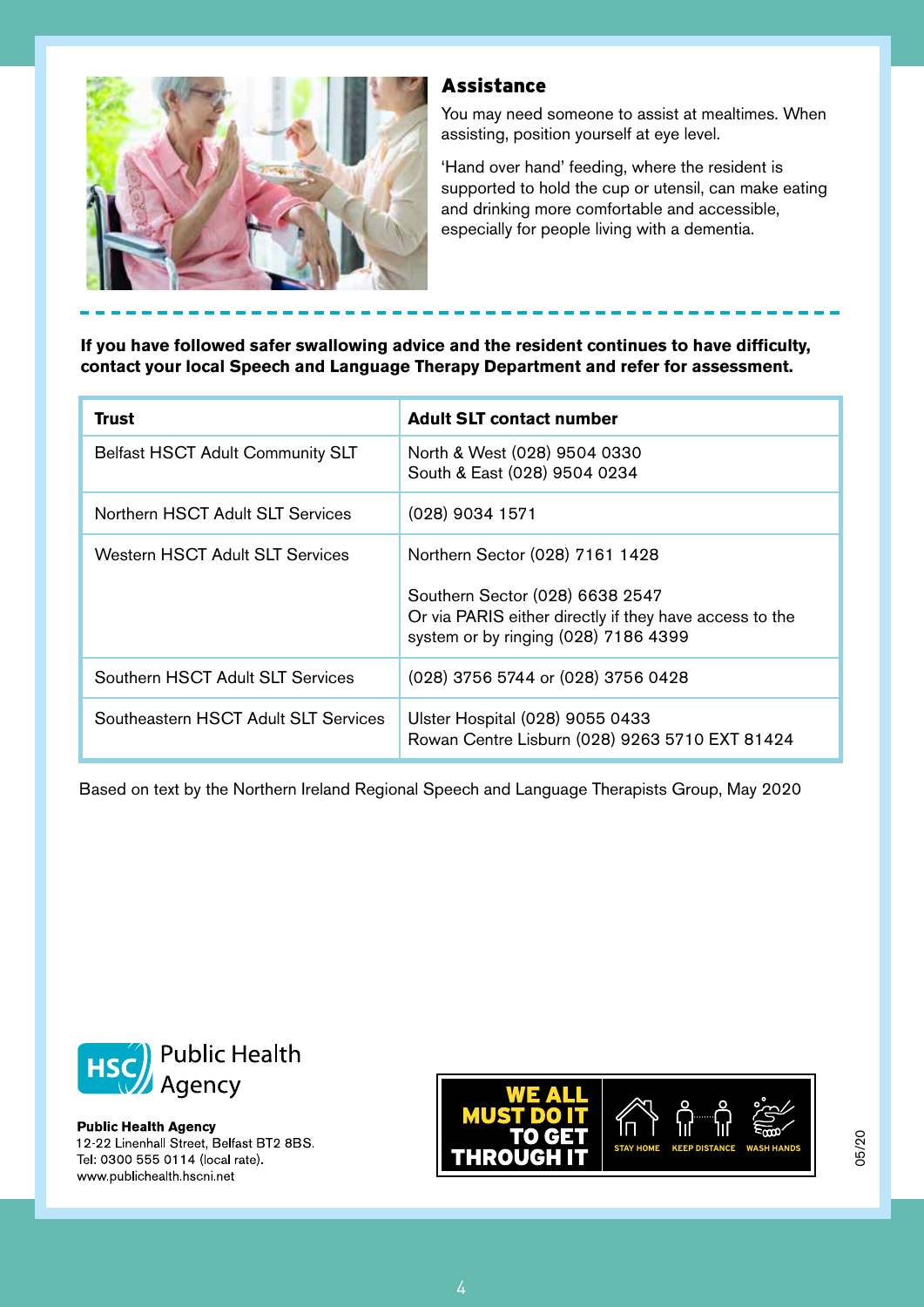## Assistance

You may need someone to assist at mealtimes. When assisting, position yourself at eye level.

'Hand over hand' feeding, where the resident is supported to hold the cup or utensil, can make eating and drinking more comfortable and accessible, especially for people living with a dementia.

**If you have followed safer swallowing advice and the resident continues to have difficulty, contact your local Speech and Language Therapy Department and refer for assessment.**

| Trust | Adult SLT contact number |
|---|---|
| Belfast HSCT Adult Community SLT | North & West (028) 9504 0330<br>South & East (028) 9504 0234 |
| Northern HSCT Adult SLT Services | (028) 9034 1571 |
| Western HSCT Adult SLT Services | Northern Sector (028) 7161 1428<br><br>Southern Sector (028) 6638 2547<br>Or via PARIS either directly if they have access to the system or by ringing (028) 7186 4399 |
| Southern HSCT Adult SLT Services | (028) 3756 5744 or (028) 3756 0428 |
| Southeastern HSCT Adult SLT Services | Ulster Hospital (028) 9055 0433<br>Rowan Centre Lisburn (028) 9263 5710 EXT 81424 |

Based on text by the Northern Ireland Regional Speech and Language Therapists Group, May 2020

HSC Public Health Agency

**Public Health Agency**
12-22 Linenhall Street, Belfast BT2 8BS.
Tel: 0300 555 0114 (local rate).
www.publichealth.hscni.net

WE ALL MUST DO IT TO GET THROUGH IT

STAY HOME KEEP DISTANCE WASH HANDS

05/20